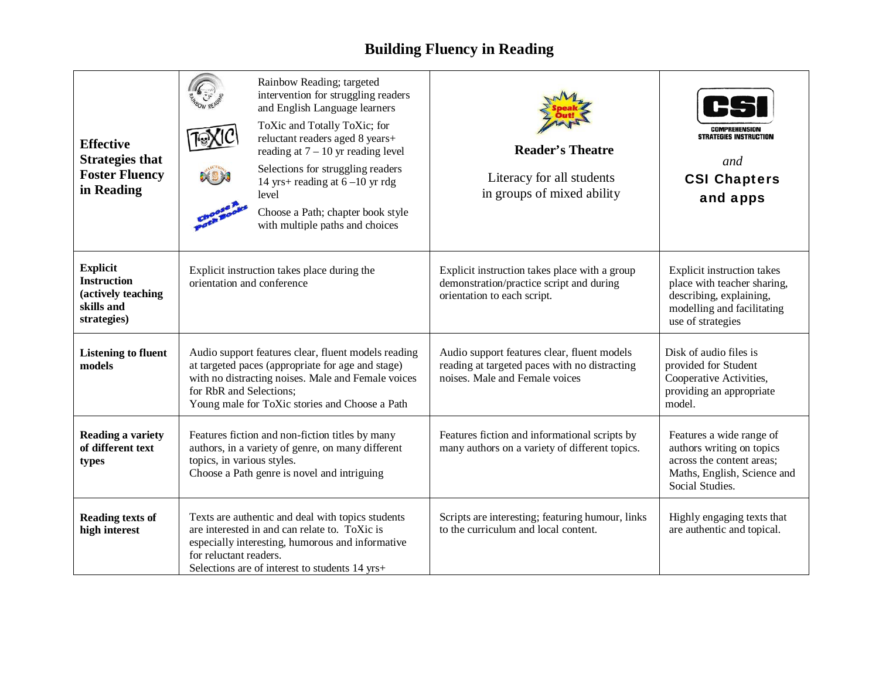# Building Fluency in Reading

| Effective Strategies that Foster Fluency in Reading | Rainbow Reading; targeted intervention for struggling readers and English Language learners<br>ToXic and Totally ToXic; for reluctant readers aged 8 years+ reading at 7 – 10 yr reading level<br>Selections for struggling readers 14 yrs+ reading at 6 –10 yr rdg level<br>Choose a Path; chapter book style with multiple paths and choices | **Reader's Theatre**<br>Literacy for all students in groups of mixed ability | CSI COMPREHENSION STRATEGIES INSTRUCTION<br>*and*<br>**CSI Chapters and apps** |
|---|---|---|---|
| **Explicit Instruction (actively teaching skills and strategies)** | Explicit instruction takes place during the orientation and conference | Explicit instruction takes place with a group demonstration/practice script and during orientation to each script. | Explicit instruction takes place with teacher sharing, describing, explaining, modelling and facilitating use of strategies |
| **Listening to fluent models** | Audio support features clear, fluent models reading at targeted paces (appropriate for age and stage) with no distracting noises. Male and Female voices for RbR and Selections;<br>Young male for ToXic stories and Choose a Path | Audio support features clear, fluent models reading at targeted paces with no distracting noises. Male and Female voices | Disk of audio files is provided for Student Cooperative Activities, providing an appropriate model. |
| **Reading a variety of different text types** | Features fiction and non-fiction titles by many authors, in a variety of genre, on many different topics, in various styles.<br>Choose a Path genre is novel and intriguing | Features fiction and informational scripts by many authors on a variety of different topics. | Features a wide range of authors writing on topics across the content areas; Maths, English, Science and Social Studies. |
| **Reading texts of high interest** | Texts are authentic and deal with topics students are interested in and can relate to. ToXic is especially interesting, humorous and informative for reluctant readers.<br>Selections are of interest to students 14 yrs+ | Scripts are interesting; featuring humour, links to the curriculum and local content. | Highly engaging texts that are authentic and topical. |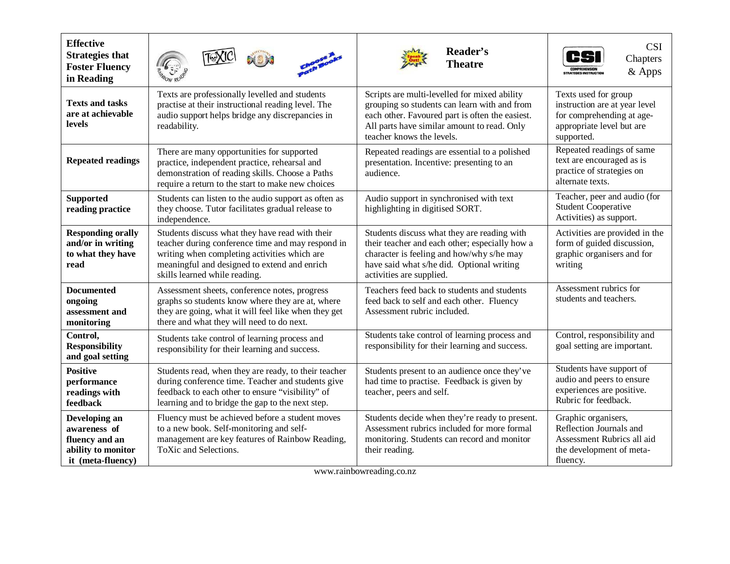| Effective Strategies that Foster Fluency in Reading | Rainbow Reading, ToXic, Selections, Choose A Path Books | Reader's Theatre | CSI Chapters & Apps |
|---|---|---|---|
| **Texts and tasks are at achievable levels** | Texts are professionally levelled and students practise at their instructional reading level. The audio support helps bridge any discrepancies in readability. | Scripts are multi-levelled for mixed ability grouping so students can learn with and from each other. Favoured part is often the easiest. All parts have similar amount to read. Only teacher knows the levels. | Texts used for group instruction are at year level for comprehending at age-appropriate level but are supported. |
| **Repeated readings** | There are many opportunities for supported practice, independent practice, rehearsal and demonstration of reading skills. Choose a Paths require a return to the start to make new choices | Repeated readings are essential to a polished presentation. Incentive: presenting to an audience. | Repeated readings of same text are encouraged as is practice of strategies on alternate texts. |
| **Supported reading practice** | Students can listen to the audio support as often as they choose. Tutor facilitates gradual release to independence. | Audio support in synchronised with text highlighting in digitised SORT. | Teacher, peer and audio (for Student Cooperative Activities) as support. |
| **Responding orally and/or in writing to what they have read** | Students discuss what they have read with their teacher during conference time and may respond in writing when completing activities which are meaningful and designed to extend and enrich skills learned while reading. | Students discuss what they are reading with their teacher and each other; especially how a character is feeling and how/why s/he may have said what s/he did. Optional writing activities are supplied. | Activities are provided in the form of guided discussion, graphic organisers and for writing |
| **Documented ongoing assessment and monitoring** | Assessment sheets, conference notes, progress graphs so students know where they are at, where they are going, what it will feel like when they get there and what they will need to do next. | Teachers feed back to students and students feed back to self and each other. Fluency Assessment rubric included. | Assessment rubrics for students and teachers. |
| **Control, Responsibility and goal setting** | Students take control of learning process and responsibility for their learning and success. | Students take control of learning process and responsibility for their learning and success. | Control, responsibility and goal setting are important. |
| **Positive performance readings with feedback** | Students read, when they are ready, to their teacher during conference time. Teacher and students give feedback to each other to ensure "visibility" of learning and to bridge the gap to the next step. | Students present to an audience once they've had time to practise. Feedback is given by teacher, peers and self. | Students have support of audio and peers to ensure experiences are positive. Rubric for feedback. |
| **Developing an awareness of fluency and an ability to monitor it (meta-fluency)** | Fluency must be achieved before a student moves to a new book. Self-monitoring and self-management are key features of Rainbow Reading, ToXic and Selections. | Students decide when they're ready to present. Assessment rubrics included for more formal monitoring. Students can record and monitor their reading. | Graphic organisers, Reflection Journals and Assessment Rubrics all aid the development of meta-fluency. |

www.rainbowreading.co.nz